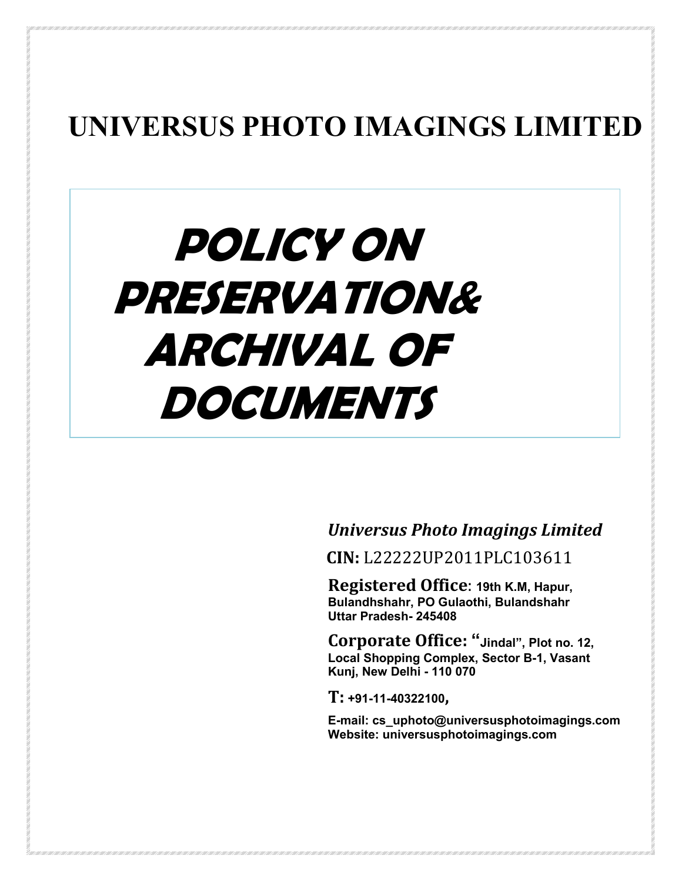# UNIVERSUS PHOTO IMAGINGS LIMITED

## POLICY ON PRESERVATION& ARCHIVAL OF DOCUMENTS

*Universus Photo Imagings Limited*

**CIN:** L22222UP2011PLC103611

**Registered Office: 19th K.M, Hapur, Bulandhshahr, PO Gulaothi, Bulandshahr Uttar Pradesh- 245408**

**Corporate Office: "Jindal", Plot no. 12, Local Shopping Complex, Sector B-1, Vasant Kunj, New Delhi - 110 070**

**T: +91-11-40322100,**

**E-mail: cs_uphoto@universusphotoimagings.com**
**Website: universusphotoimagings.com**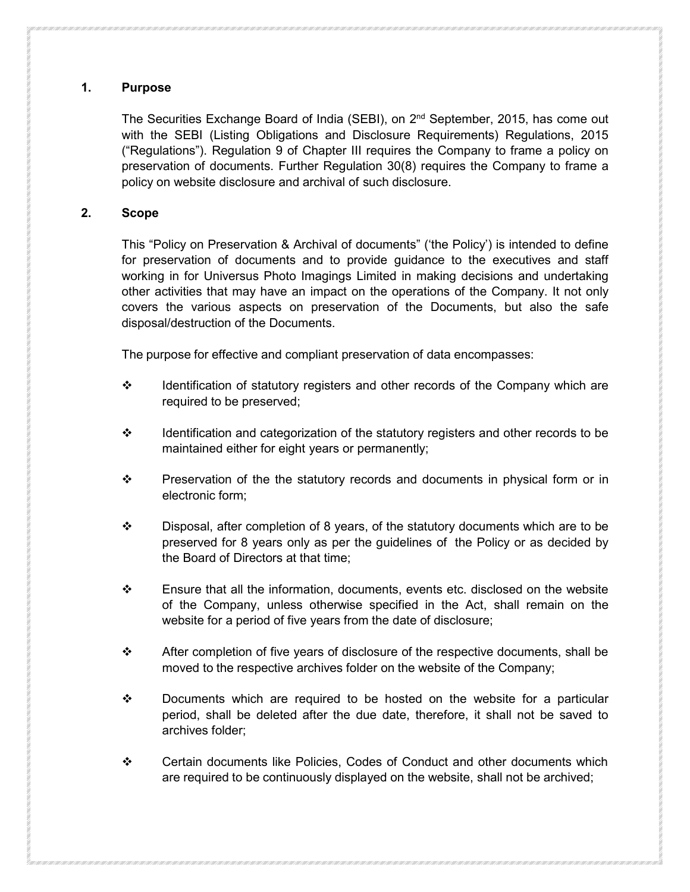## 1. Purpose

The Securities Exchange Board of India (SEBI), on 2nd September, 2015, has come out with the SEBI (Listing Obligations and Disclosure Requirements) Regulations, 2015 ("Regulations"). Regulation 9 of Chapter III requires the Company to frame a policy on preservation of documents. Further Regulation 30(8) requires the Company to frame a policy on website disclosure and archival of such disclosure.

## 2. Scope

This "Policy on Preservation & Archival of documents" ('the Policy') is intended to define for preservation of documents and to provide guidance to the executives and staff working in for Universus Photo Imagings Limited in making decisions and undertaking other activities that may have an impact on the operations of the Company. It not only covers the various aspects on preservation of the Documents, but also the safe disposal/destruction of the Documents.

The purpose for effective and compliant preservation of data encompasses:

- Identification of statutory registers and other records of the Company which are required to be preserved;
- Identification and categorization of the statutory registers and other records to be maintained either for eight years or permanently;
- Preservation of the the statutory records and documents in physical form or in electronic form;
- Disposal, after completion of 8 years, of the statutory documents which are to be preserved for 8 years only as per the guidelines of the Policy or as decided by the Board of Directors at that time;
- Ensure that all the information, documents, events etc. disclosed on the website of the Company, unless otherwise specified in the Act, shall remain on the website for a period of five years from the date of disclosure;
- After completion of five years of disclosure of the respective documents, shall be moved to the respective archives folder on the website of the Company;
- Documents which are required to be hosted on the website for a particular period, shall be deleted after the due date, therefore, it shall not be saved to archives folder;
- Certain documents like Policies, Codes of Conduct and other documents which are required to be continuously displayed on the website, shall not be archived;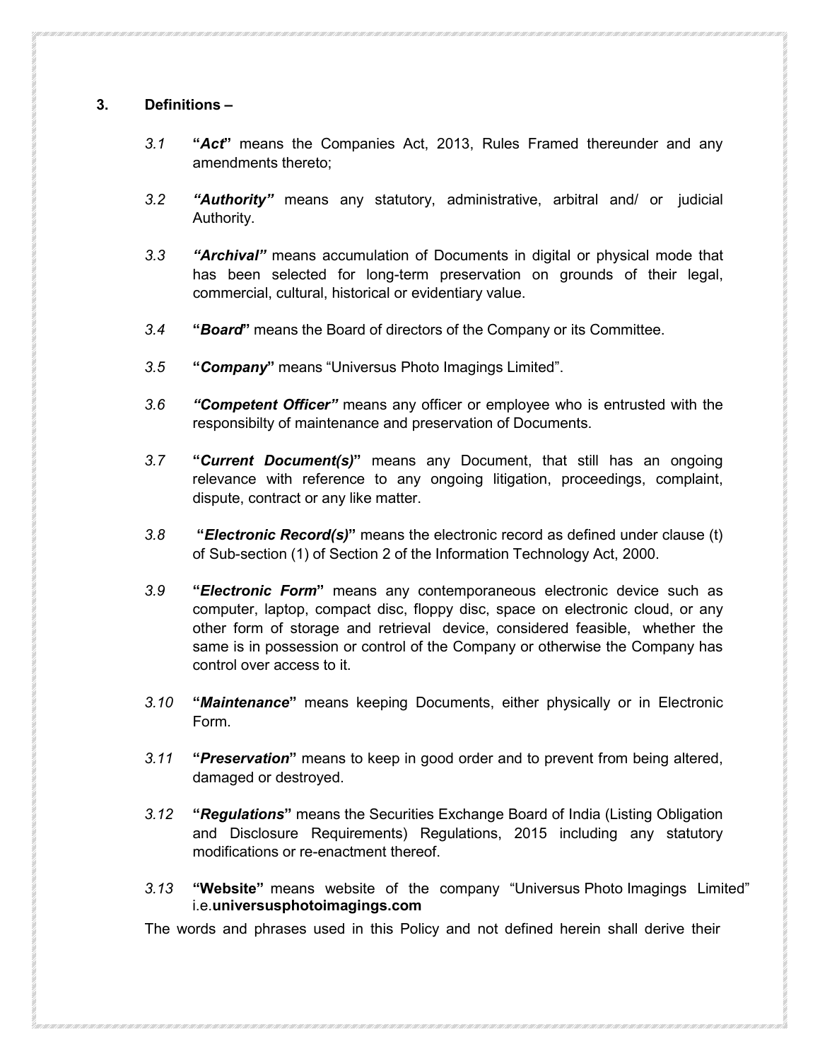## 3. Definitions –

3.1 **“*Act*”** means the Companies Act, 2013, Rules Framed thereunder and any amendments thereto;

3.2 ***“Authority”*** means any statutory, administrative, arbitral and/ or judicial Authority.

3.3 ***“Archival”*** means accumulation of Documents in digital or physical mode that has been selected for long-term preservation on grounds of their legal, commercial, cultural, historical or evidentiary value.

3.4 **“*Board*”** means the Board of directors of the Company or its Committee.

3.5 **“*Company*”** means “Universus Photo Imagings Limited”.

3.6 ***“Competent Officer”*** means any officer or employee who is entrusted with the responsibilty of maintenance and preservation of Documents.

3.7 **“*Current Document(s)*”** means any Document, that still has an ongoing relevance with reference to any ongoing litigation, proceedings, complaint, dispute, contract or any like matter.

3.8 **“*Electronic Record(s)*”** means the electronic record as defined under clause (t) of Sub-section (1) of Section 2 of the Information Technology Act, 2000.

3.9 **“*Electronic Form*”** means any contemporaneous electronic device such as computer, laptop, compact disc, floppy disc, space on electronic cloud, or any other form of storage and retrieval device, considered feasible, whether the same is in possession or control of the Company or otherwise the Company has control over access to it.

3.10 **“*Maintenance*”** means keeping Documents, either physically or in Electronic Form.

3.11 **“*Preservation*”** means to keep in good order and to prevent from being altered, damaged or destroyed.

3.12 **“*Regulations*”** means the Securities Exchange Board of India (Listing Obligation and Disclosure Requirements) Regulations, 2015 including any statutory modifications or re-enactment thereof.

3.13 **“Website”** means website of the company “Universus Photo Imagings Limited” i.e.**universusphotoimagings.com**

The words and phrases used in this Policy and not defined herein shall derive their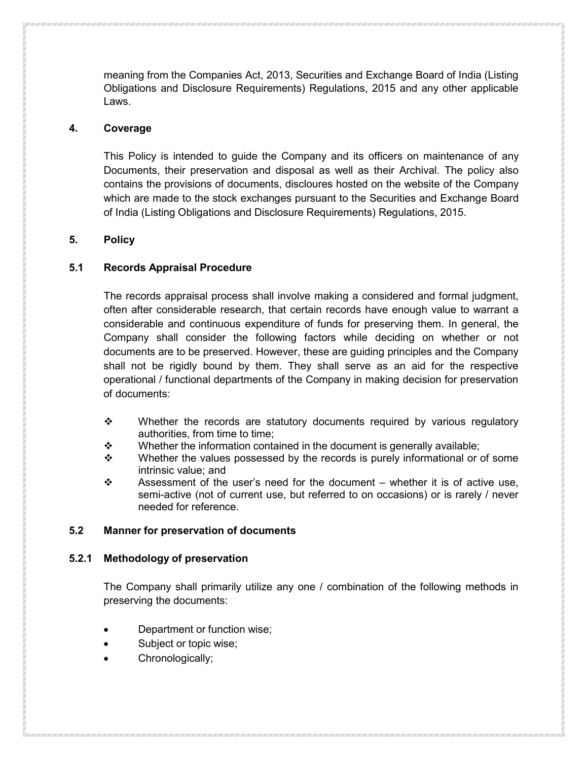meaning from the Companies Act, 2013, Securities and Exchange Board of India (Listing Obligations and Disclosure Requirements) Regulations, 2015 and any other applicable Laws.

## 4. Coverage

This Policy is intended to guide the Company and its officers on maintenance of any Documents, their preservation and disposal as well as their Archival. The policy also contains the provisions of documents, discloures hosted on the website of the Company which are made to the stock exchanges pursuant to the Securities and Exchange Board of India (Listing Obligations and Disclosure Requirements) Regulations, 2015.

## 5. Policy

### 5.1 Records Appraisal Procedure

The records appraisal process shall involve making a considered and formal judgment, often after considerable research, that certain records have enough value to warrant a considerable and continuous expenditure of funds for preserving them. In general, the Company shall consider the following factors while deciding on whether or not documents are to be preserved. However, these are guiding principles and the Company shall not be rigidly bound by them. They shall serve as an aid for the respective operational / functional departments of the Company in making decision for preservation of documents:

- Whether the records are statutory documents required by various regulatory authorities, from time to time;
- Whether the information contained in the document is generally available;
- Whether the values possessed by the records is purely informational or of some intrinsic value; and
- Assessment of the user's need for the document – whether it is of active use, semi-active (not of current use, but referred to on occasions) or is rarely / never needed for reference.

### 5.2 Manner for preservation of documents

#### 5.2.1 Methodology of preservation

The Company shall primarily utilize any one / combination of the following methods in preserving the documents:

- Department or function wise;
- Subject or topic wise;
- Chronologically;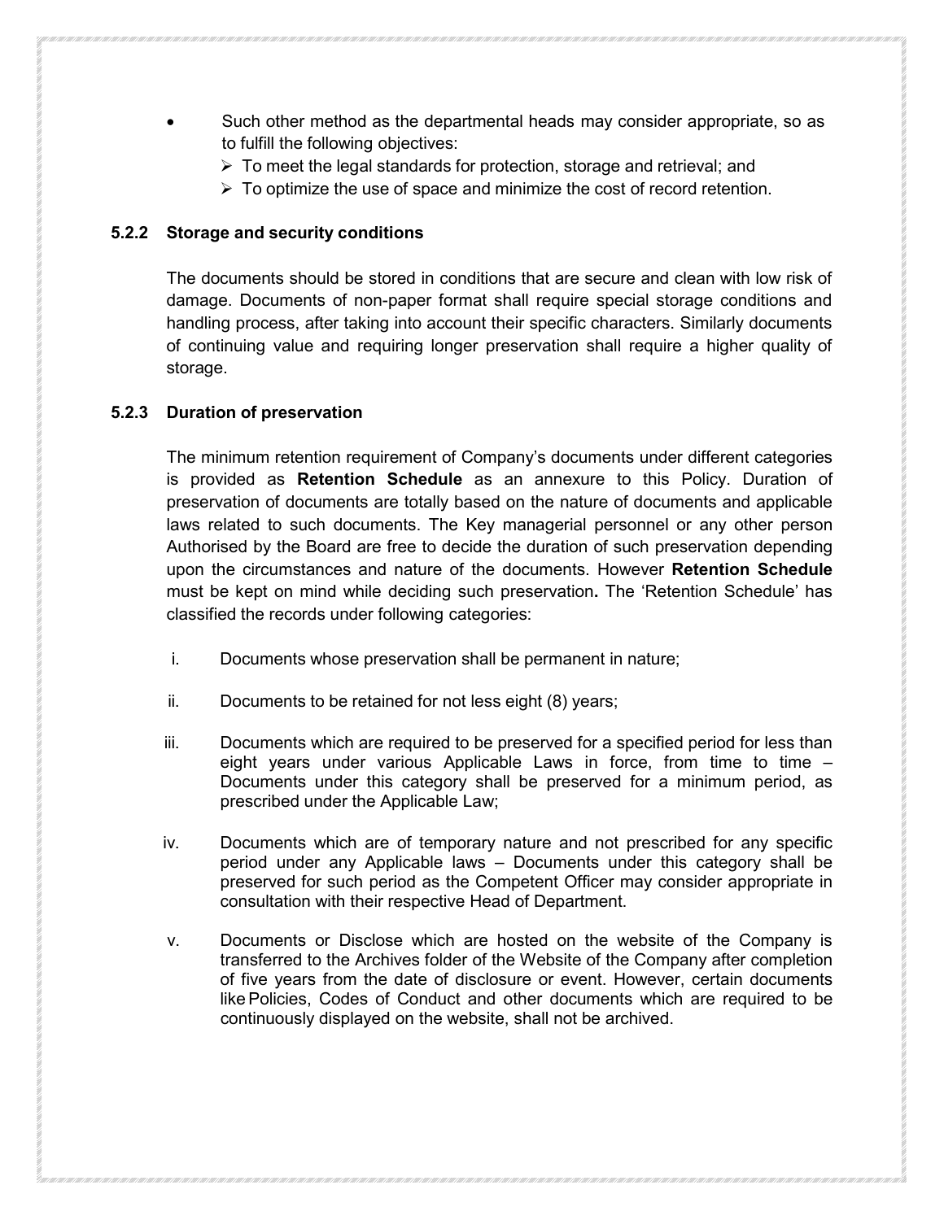- Such other method as the departmental heads may consider appropriate, so as to fulfill the following objectives:
  - To meet the legal standards for protection, storage and retrieval; and
  - To optimize the use of space and minimize the cost of record retention.

#### 5.2.2 Storage and security conditions

The documents should be stored in conditions that are secure and clean with low risk of damage. Documents of non-paper format shall require special storage conditions and handling process, after taking into account their specific characters. Similarly documents of continuing value and requiring longer preservation shall require a higher quality of storage.

#### 5.2.3 Duration of preservation

The minimum retention requirement of Company's documents under different categories is provided as **Retention Schedule** as an annexure to this Policy. Duration of preservation of documents are totally based on the nature of documents and applicable laws related to such documents. The Key managerial personnel or any other person Authorised by the Board are free to decide the duration of such preservation depending upon the circumstances and nature of the documents. However **Retention Schedule** must be kept on mind while deciding such preservation**.** The 'Retention Schedule' has classified the records under following categories:

i. Documents whose preservation shall be permanent in nature;

ii. Documents to be retained for not less eight (8) years;

iii. Documents which are required to be preserved for a specified period for less than eight years under various Applicable Laws in force, from time to time – Documents under this category shall be preserved for a minimum period, as prescribed under the Applicable Law;

iv. Documents which are of temporary nature and not prescribed for any specific period under any Applicable laws – Documents under this category shall be preserved for such period as the Competent Officer may consider appropriate in consultation with their respective Head of Department.

v. Documents or Disclose which are hosted on the website of the Company is transferred to the Archives folder of the Website of the Company after completion of five years from the date of disclosure or event. However, certain documents like Policies, Codes of Conduct and other documents which are required to be continuously displayed on the website, shall not be archived.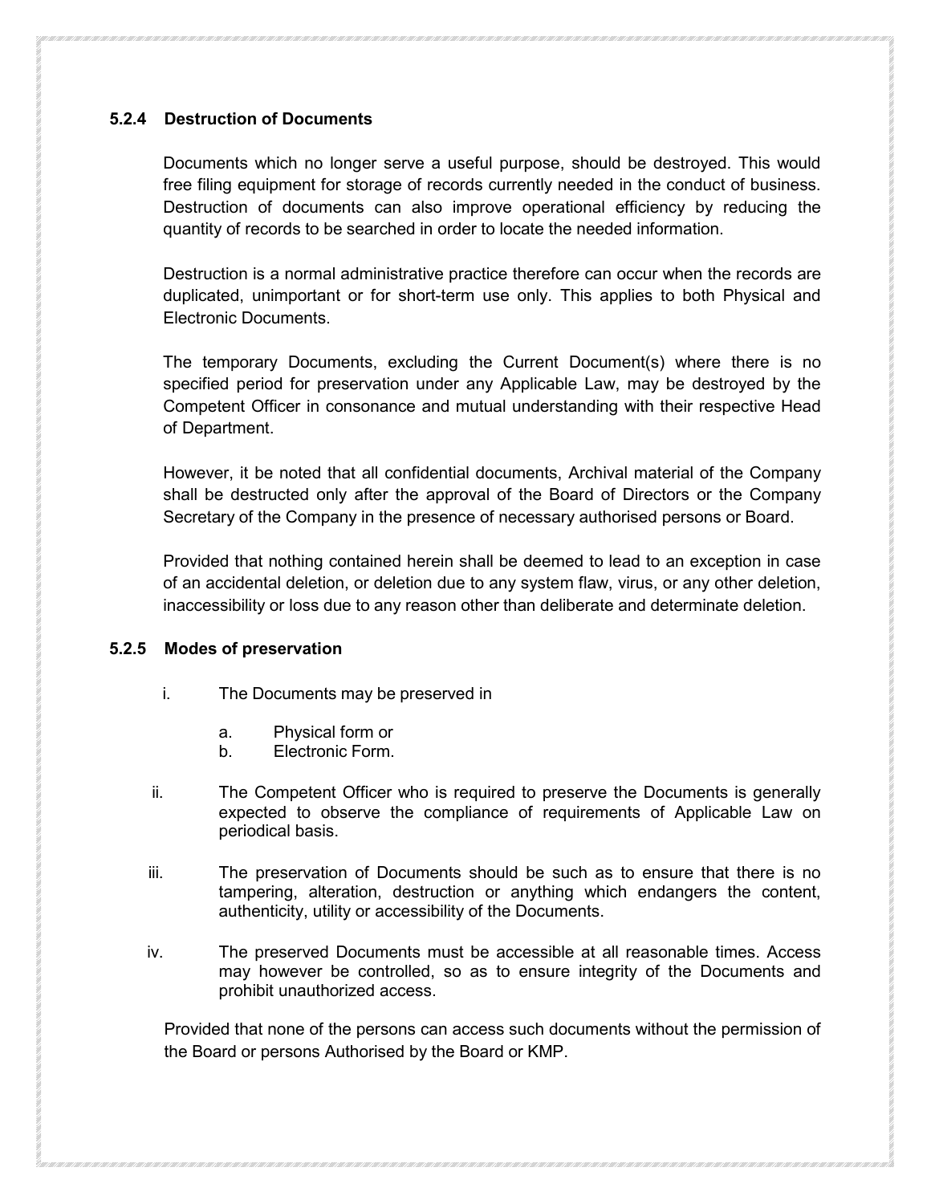### 5.2.4 Destruction of Documents

Documents which no longer serve a useful purpose, should be destroyed. This would free filing equipment for storage of records currently needed in the conduct of business. Destruction of documents can also improve operational efficiency by reducing the quantity of records to be searched in order to locate the needed information.

Destruction is a normal administrative practice therefore can occur when the records are duplicated, unimportant or for short-term use only. This applies to both Physical and Electronic Documents.

The temporary Documents, excluding the Current Document(s) where there is no specified period for preservation under any Applicable Law, may be destroyed by the Competent Officer in consonance and mutual understanding with their respective Head of Department.

However, it be noted that all confidential documents, Archival material of the Company shall be destructed only after the approval of the Board of Directors or the Company Secretary of the Company in the presence of necessary authorised persons or Board.

Provided that nothing contained herein shall be deemed to lead to an exception in case of an accidental deletion, or deletion due to any system flaw, virus, or any other deletion, inaccessibility or loss due to any reason other than deliberate and determinate deletion.

### 5.2.5 Modes of preservation

i. The Documents may be preserved in

   a. Physical form or
   b. Electronic Form.

ii. The Competent Officer who is required to preserve the Documents is generally expected to observe the compliance of requirements of Applicable Law on periodical basis.

iii. The preservation of Documents should be such as to ensure that there is no tampering, alteration, destruction or anything which endangers the content, authenticity, utility or accessibility of the Documents.

iv. The preserved Documents must be accessible at all reasonable times. Access may however be controlled, so as to ensure integrity of the Documents and prohibit unauthorized access.

Provided that none of the persons can access such documents without the permission of the Board or persons Authorised by the Board or KMP.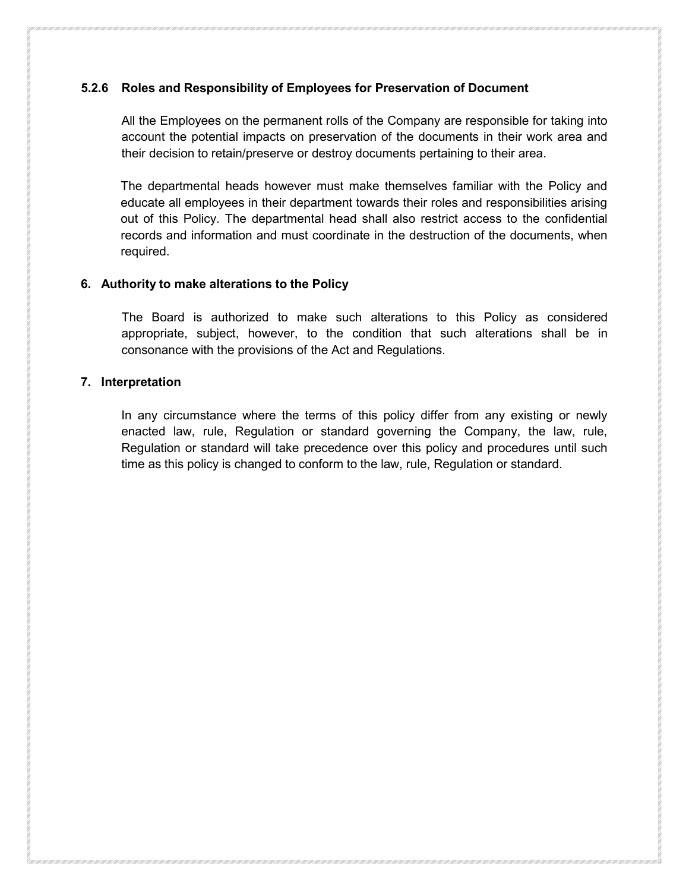### 5.2.6 Roles and Responsibility of Employees for Preservation of Document

All the Employees on the permanent rolls of the Company are responsible for taking into account the potential impacts on preservation of the documents in their work area and their decision to retain/preserve or destroy documents pertaining to their area.

The departmental heads however must make themselves familiar with the Policy and educate all employees in their department towards their roles and responsibilities arising out of this Policy. The departmental head shall also restrict access to the confidential records and information and must coordinate in the destruction of the documents, when required.

## 6. Authority to make alterations to the Policy

The Board is authorized to make such alterations to this Policy as considered appropriate, subject, however, to the condition that such alterations shall be in consonance with the provisions of the Act and Regulations.

## 7. Interpretation

In any circumstance where the terms of this policy differ from any existing or newly enacted law, rule, Regulation or standard governing the Company, the law, rule, Regulation or standard will take precedence over this policy and procedures until such time as this policy is changed to conform to the law, rule, Regulation or standard.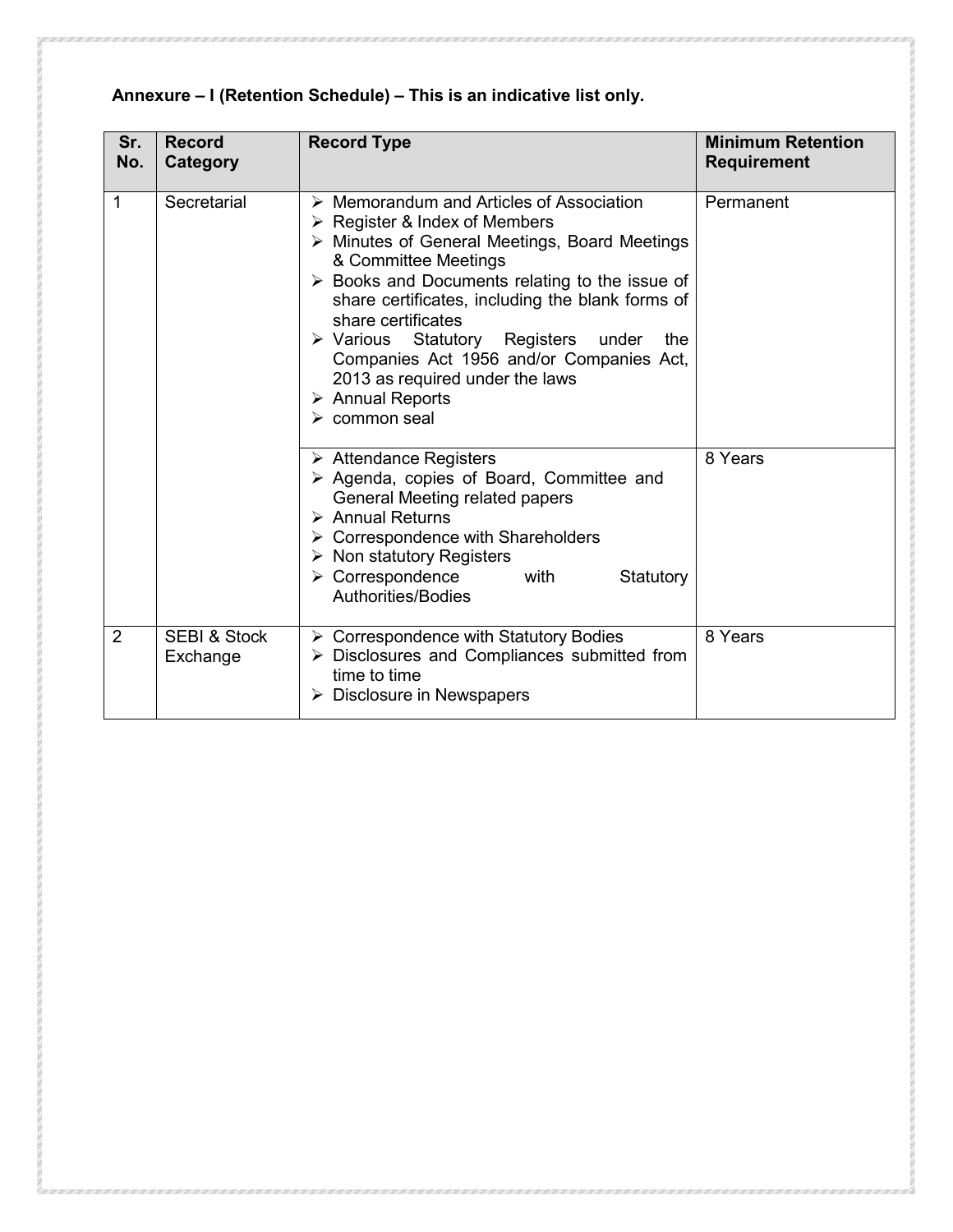**Annexure – I (Retention Schedule) – This is an indicative list only.**

| Sr. No. | Record Category | Record Type | Minimum Retention Requirement |
|---|---|---|---|
| 1 | Secretarial | ➢ Memorandum and Articles of Association<br>➢ Register & Index of Members<br>➢ Minutes of General Meetings, Board Meetings & Committee Meetings<br>➢ Books and Documents relating to the issue of share certificates, including the blank forms of share certificates<br>➢ Various Statutory Registers under the Companies Act 1956 and/or Companies Act, 2013 as required under the laws<br>➢ Annual Reports<br>➢ common seal | Permanent |
| | | ➢ Attendance Registers<br>➢ Agenda, copies of Board, Committee and General Meeting related papers<br>➢ Annual Returns<br>➢ Correspondence with Shareholders<br>➢ Non statutory Registers<br>➢ Correspondence with Statutory Authorities/Bodies | 8 Years |
| 2 | SEBI & Stock Exchange | ➢ Correspondence with Statutory Bodies<br>➢ Disclosures and Compliances submitted from time to time<br>➢ Disclosure in Newspapers | 8 Years |